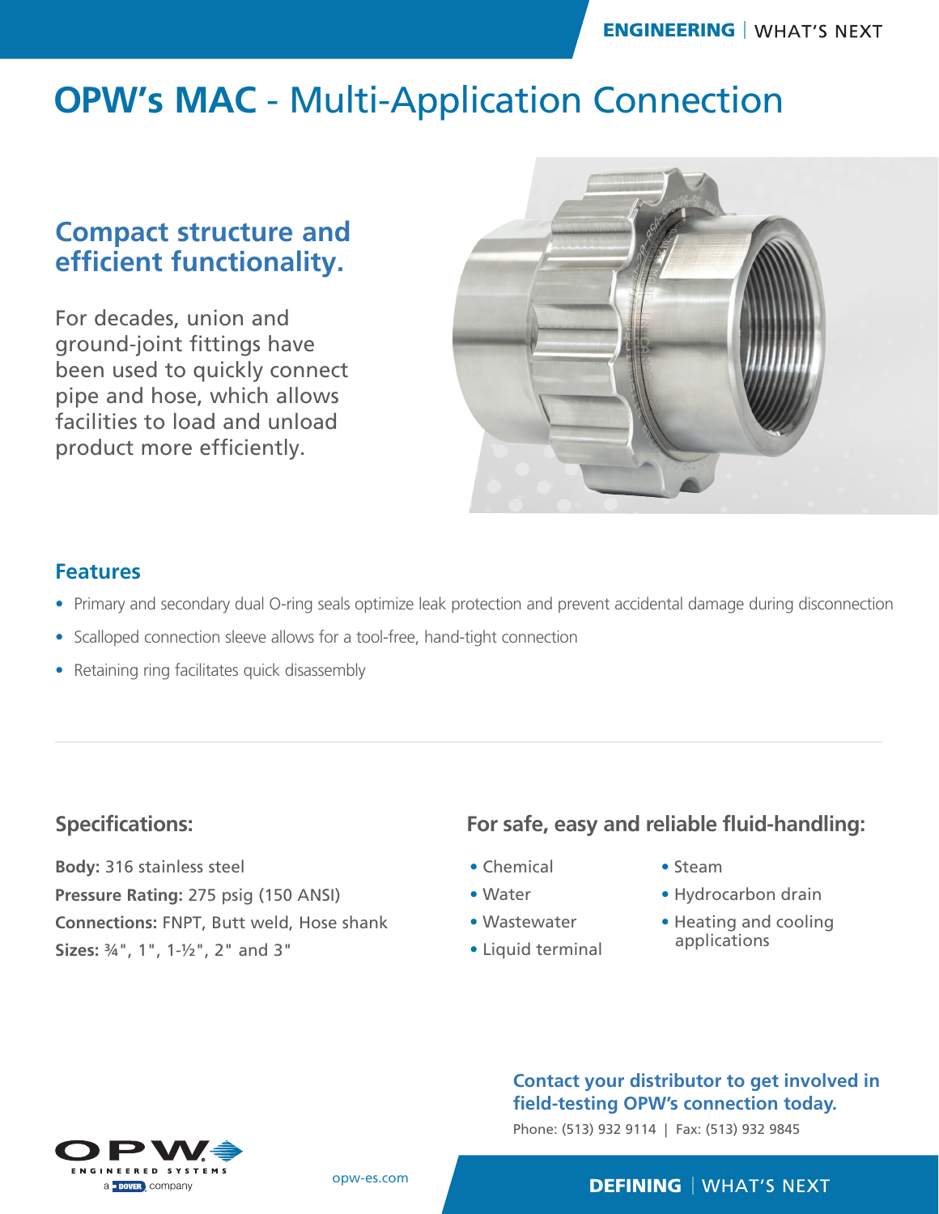# OPW's MAC - Multi-Application Connection

## Compact structure and efficient functionality.

For decades, union and ground-joint fittings have been used to quickly connect pipe and hose, which allows facilities to load and unload product more efficiently.

### Features

- Primary and secondary dual O-ring seals optimize leak protection and prevent accidental damage during disconnection
- Scalloped connection sleeve allows for a tool-free, hand-tight connection
- Retaining ring facilitates quick disassembly

---

### Specifications:

**Body:** 316 stainless steel
**Pressure Rating:** 275 psig (150 ANSI)
**Connections:** FNPT, Butt weld, Hose shank
**Sizes:** ¾", 1", 1-½", 2" and 3"

### For safe, easy and reliable fluid-handling:

- Chemical
- Water
- Wastewater
- Liquid terminal
- Steam
- Hydrocarbon drain
- Heating and cooling applications

**Contact your distributor to get involved in field-testing OPW's connection today.**

Phone: (513) 932 9114 | Fax: (513) 932 9845

OPW ENGINEERED SYSTEMS a DOVER company

opw-es.com

**DEFINING** | WHAT'S NEXT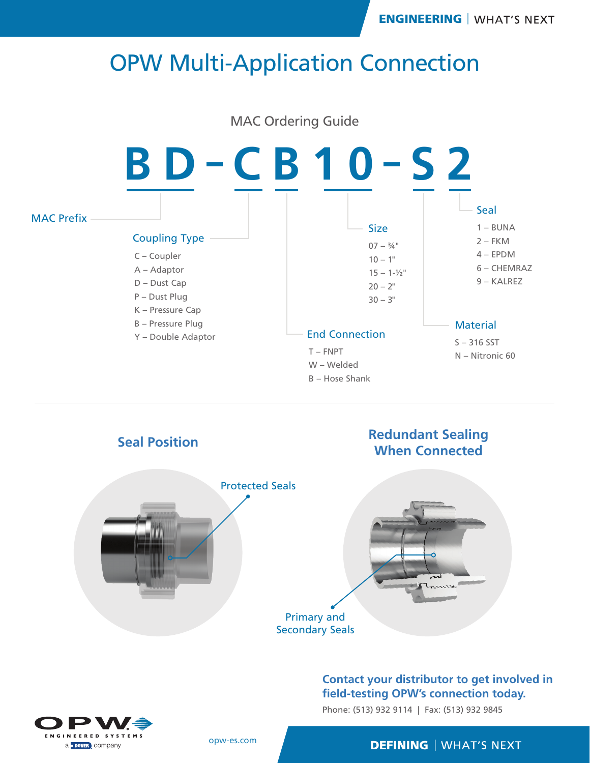# OPW Multi-Application Connection

## MAC Ordering Guide

**BD-CB10-S2**

**MAC Prefix**

**Coupling Type**

- C – Coupler
- A – Adaptor
- D – Dust Cap
- P – Dust Plug
- K – Pressure Cap
- B – Pressure Plug
- Y – Double Adaptor

**End Connection**

- T – FNPT
- W – Welded
- B – Hose Shank

**Size**

- 07 – ¾"
- 10 – 1"
- 15 – 1-½"
- 20 – 2"
- 30 – 3"

**Material**

- S – 316 SST
- N – Nitronic 60

**Seal**

- 1 – BUNA
- 2 – FKM
- 4 – EPDM
- 6 – CHEMRAZ
- 9 – KALREZ

## Seal Position

Protected Seals

## Redundant Sealing When Connected

Primary and Secondary Seals

**Contact your distributor to get involved in field-testing OPW's connection today.**

Phone: (513) 932 9114 | Fax: (513) 932 9845

OPW ENGINEERED SYSTEMS
a DOVER company

opw-es.com